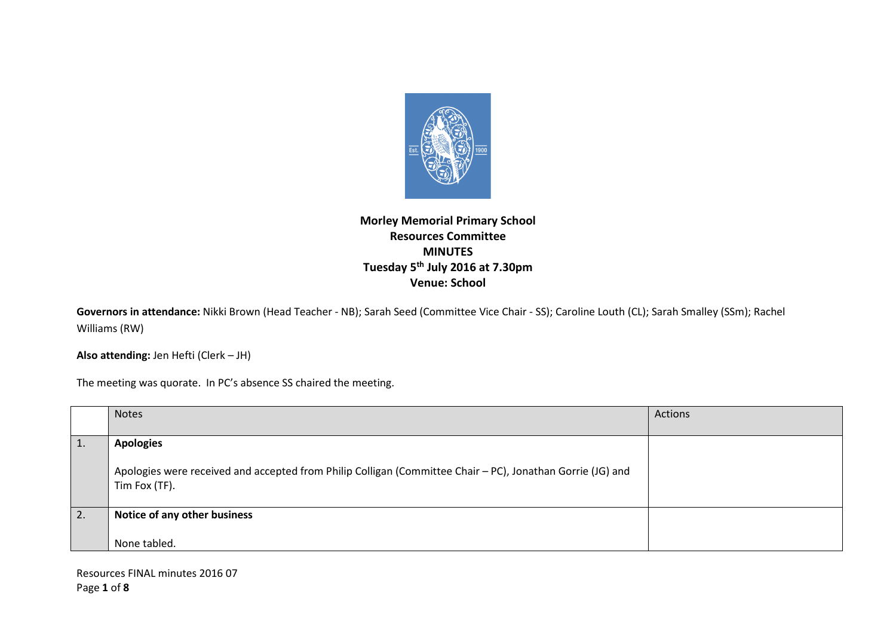# Morley Memorial Primary School

## Resources Committee

## MINUTES

**Tuesday 5th July 2016 at 7.30pm**

**Venue: School**

**Governors in attendance:** Nikki Brown (Head Teacher - NB); Sarah Seed (Committee Vice Chair - SS); Caroline Louth (CL); Sarah Smalley (SSm); Rachel Williams (RW)

**Also attending:** Jen Hefti (Clerk – JH)

The meeting was quorate. In PC's absence SS chaired the meeting.

| | Notes | Actions |
|---|---|---|
| 1. | **Apologies**<br><br>Apologies were received and accepted from Philip Colligan (Committee Chair – PC), Jonathan Gorrie (JG) and Tim Fox (TF). | |
| 2. | **Notice of any other business**<br><br>None tabled. | |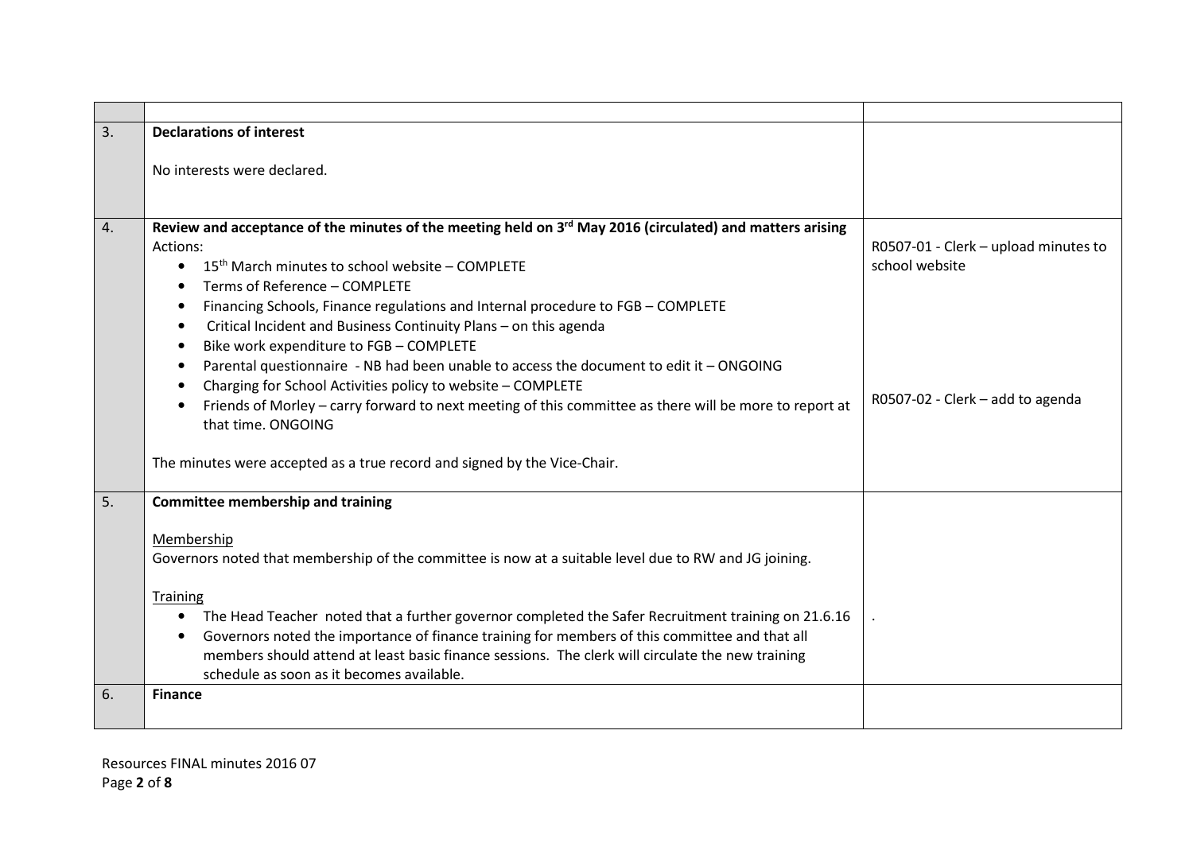| | | |
|---|---|---|
| 3. | **Declarations of interest**<br><br>No interests were declared. | |
| 4. | **Review and acceptance of the minutes of the meeting held on 3rd May 2016 (circulated) and matters arising**<br>Actions:<br>• 15th March minutes to school website – COMPLETE<br>• Terms of Reference – COMPLETE<br>• Financing Schools, Finance regulations and Internal procedure to FGB – COMPLETE<br>• Critical Incident and Business Continuity Plans – on this agenda<br>• Bike work expenditure to FGB – COMPLETE<br>• Parental questionnaire - NB had been unable to access the document to edit it – ONGOING<br>• Charging for School Activities policy to website – COMPLETE<br>• Friends of Morley – carry forward to next meeting of this committee as there will be more to report at that time. ONGOING<br><br>The minutes were accepted as a true record and signed by the Vice-Chair. | R0507-01 - Clerk – upload minutes to school website<br><br>R0507-02 - Clerk – add to agenda |
| 5. | **Committee membership and training**<br><br>Membership<br>Governors noted that membership of the committee is now at a suitable level due to RW and JG joining.<br><br>Training<br>• The Head Teacher noted that a further governor completed the Safer Recruitment training on 21.6.16<br>• Governors noted the importance of finance training for members of this committee and that all members should attend at least basic finance sessions. The clerk will circulate the new training schedule as soon as it becomes available. | . |
| 6. | **Finance** | |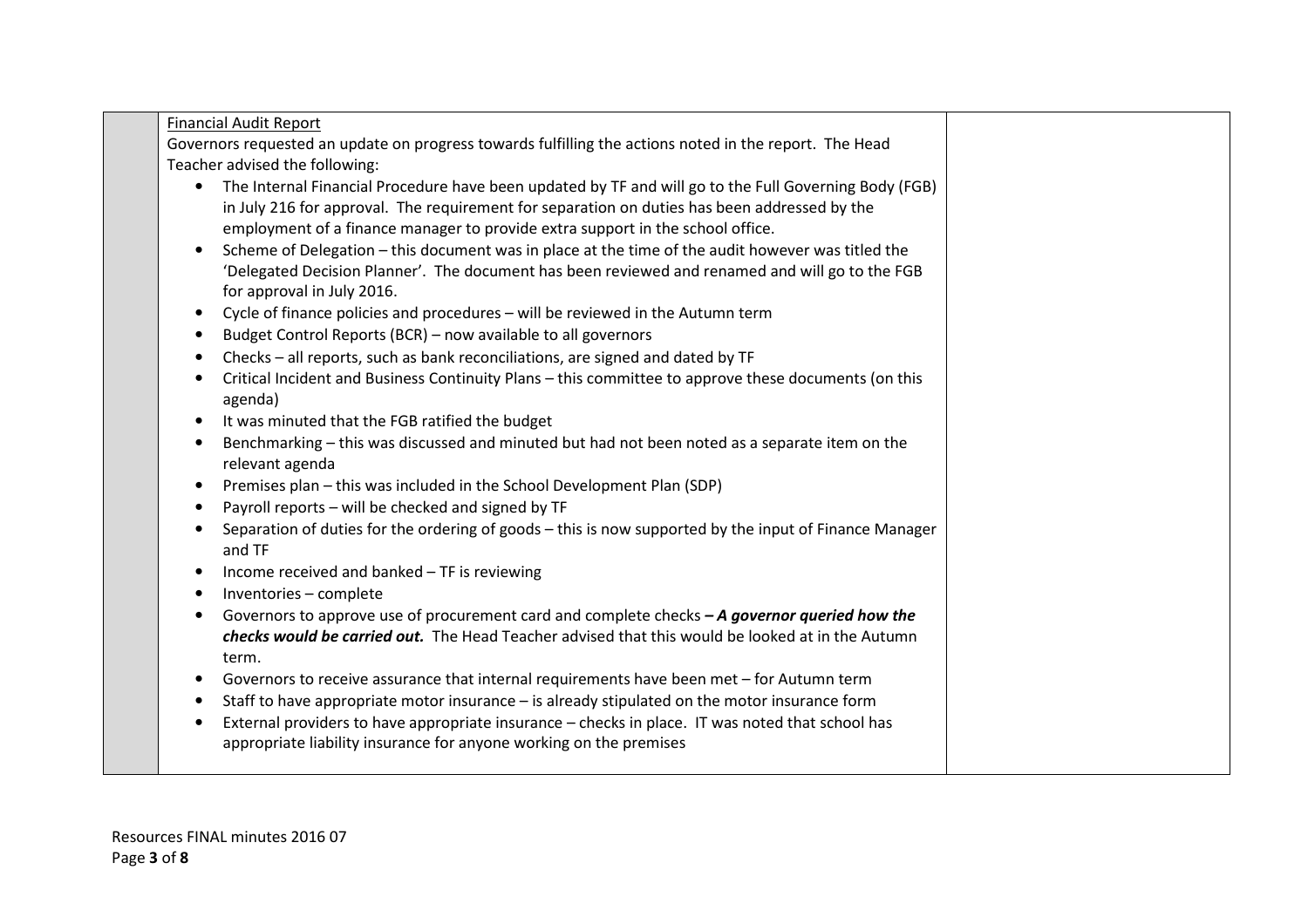Financial Audit Report

Governors requested an update on progress towards fulfilling the actions noted in the report. The Head Teacher advised the following:

- The Internal Financial Procedure have been updated by TF and will go to the Full Governing Body (FGB) in July 216 for approval. The requirement for separation on duties has been addressed by the employment of a finance manager to provide extra support in the school office.
- Scheme of Delegation – this document was in place at the time of the audit however was titled the 'Delegated Decision Planner'. The document has been reviewed and renamed and will go to the FGB for approval in July 2016.
- Cycle of finance policies and procedures – will be reviewed in the Autumn term
- Budget Control Reports (BCR) – now available to all governors
- Checks – all reports, such as bank reconciliations, are signed and dated by TF
- Critical Incident and Business Continuity Plans – this committee to approve these documents (on this agenda)
- It was minuted that the FGB ratified the budget
- Benchmarking – this was discussed and minuted but had not been noted as a separate item on the relevant agenda
- Premises plan – this was included in the School Development Plan (SDP)
- Payroll reports – will be checked and signed by TF
- Separation of duties for the ordering of goods – this is now supported by the input of Finance Manager and TF
- Income received and banked – TF is reviewing
- Inventories – complete
- Governors to approve use of procurement card and complete checks ***– A governor queried how the checks would be carried out.*** The Head Teacher advised that this would be looked at in the Autumn term.
- Governors to receive assurance that internal requirements have been met – for Autumn term
- Staff to have appropriate motor insurance – is already stipulated on the motor insurance form
- External providers to have appropriate insurance – checks in place. IT was noted that school has appropriate liability insurance for anyone working on the premises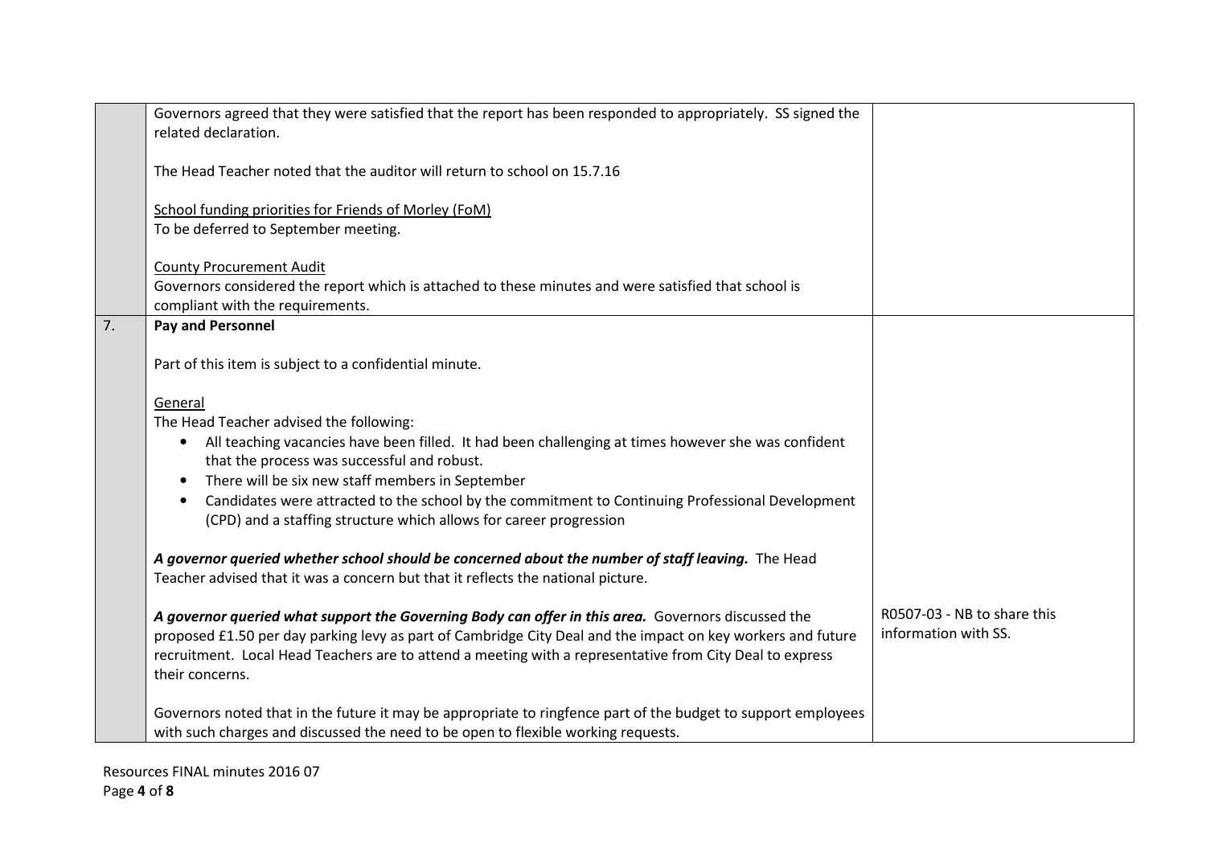| | | |
|---|---|---|
| | Governors agreed that they were satisfied that the report has been responded to appropriately. SS signed the related declaration.<br><br>The Head Teacher noted that the auditor will return to school on 15.7.16<br><br><u>School funding priorities for Friends of Morley (FoM)</u><br>To be deferred to September meeting.<br><br><u>County Procurement Audit</u><br>Governors considered the report which is attached to these minutes and were satisfied that school is compliant with the requirements. | |
| 7. | **Pay and Personnel**<br><br>Part of this item is subject to a confidential minute.<br><br><u>General</u><br>The Head Teacher advised the following:<br>• All teaching vacancies have been filled. It had been challenging at times however she was confident that the process was successful and robust.<br>• There will be six new staff members in September<br>• Candidates were attracted to the school by the commitment to Continuing Professional Development (CPD) and a staffing structure which allows for career progression<br><br>***A governor queried whether school should be concerned about the number of staff leaving.*** The Head Teacher advised that it was a concern but that it reflects the national picture.<br><br>***A governor queried what support the Governing Body can offer in this area.*** Governors discussed the proposed £1.50 per day parking levy as part of Cambridge City Deal and the impact on key workers and future recruitment. Local Head Teachers are to attend a meeting with a representative from City Deal to express their concerns.<br><br>Governors noted that in the future it may be appropriate to ringfence part of the budget to support employees with such charges and discussed the need to be open to flexible working requests. | R0507-03 - NB to share this information with SS. |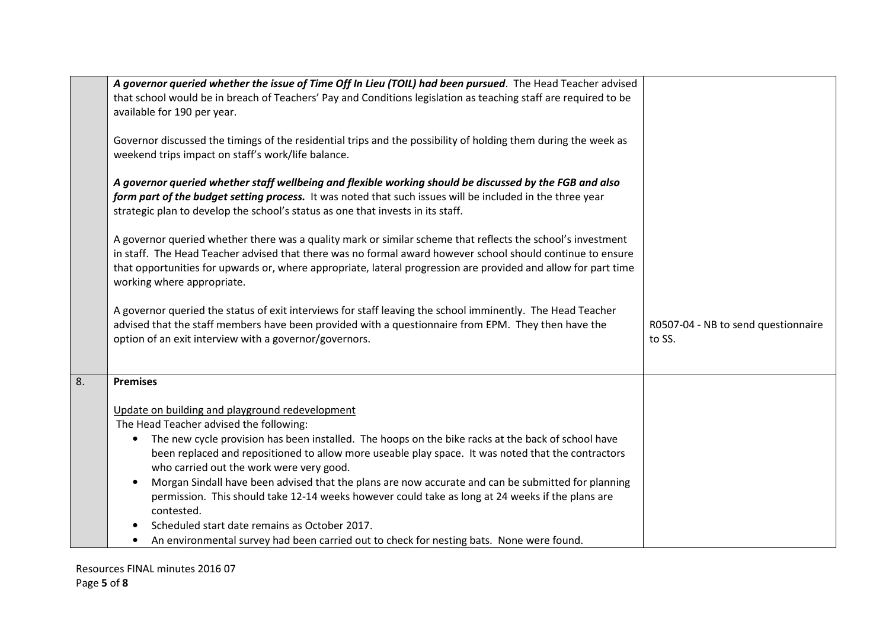| | | |
|---|---|---|
| | ***A governor queried whether the issue of Time Off In Lieu (TOIL) had been pursued***. The Head Teacher advised that school would be in breach of Teachers' Pay and Conditions legislation as teaching staff are required to be available for 190 per year.<br><br>Governor discussed the timings of the residential trips and the possibility of holding them during the week as weekend trips impact on staff's work/life balance.<br><br>***A governor queried whether staff wellbeing and flexible working should be discussed by the FGB and also form part of the budget setting process.*** It was noted that such issues will be included in the three year strategic plan to develop the school's status as one that invests in its staff.<br><br>A governor queried whether there was a quality mark or similar scheme that reflects the school's investment in staff. The Head Teacher advised that there was no formal award however school should continue to ensure that opportunities for upwards or, where appropriate, lateral progression are provided and allow for part time working where appropriate.<br><br>A governor queried the status of exit interviews for staff leaving the school imminently. The Head Teacher advised that the staff members have been provided with a questionnaire from EPM. They then have the option of an exit interview with a governor/governors. | R0507-04 - NB to send questionnaire to SS. |
| 8. | **Premises**<br><br>Update on building and playground redevelopment<br>The Head Teacher advised the following:<br>• The new cycle provision has been installed. The hoops on the bike racks at the back of school have been replaced and repositioned to allow more useable play space. It was noted that the contractors who carried out the work were very good.<br>• Morgan Sindall have been advised that the plans are now accurate and can be submitted for planning permission. This should take 12-14 weeks however could take as long at 24 weeks if the plans are contested.<br>• Scheduled start date remains as October 2017.<br>• An environmental survey had been carried out to check for nesting bats. None were found. | |

Resources FINAL minutes 2016 07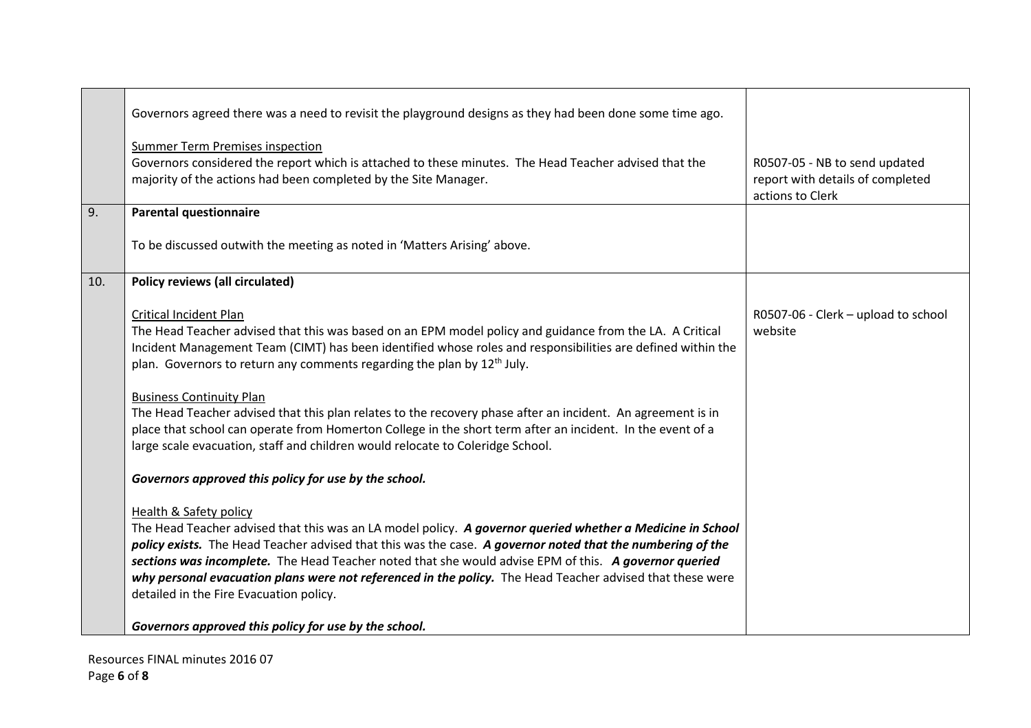| | | |
|---|---|---|
| | Governors agreed there was a need to revisit the playground designs as they had been done some time ago.<br><br><u>Summer Term Premises inspection</u><br>Governors considered the report which is attached to these minutes. The Head Teacher advised that the majority of the actions had been completed by the Site Manager. | R0507-05 - NB to send updated report with details of completed actions to Clerk |
| 9. | **Parental questionnaire**<br><br>To be discussed outwith the meeting as noted in 'Matters Arising' above. | |
| 10. | **Policy reviews (all circulated)**<br><br><u>Critical Incident Plan</u><br>The Head Teacher advised that this was based on an EPM model policy and guidance from the LA. A Critical Incident Management Team (CIMT) has been identified whose roles and responsibilities are defined within the plan. Governors to return any comments regarding the plan by 12th July.<br><br><u>Business Continuity Plan</u><br>The Head Teacher advised that this plan relates to the recovery phase after an incident. An agreement is in place that school can operate from Homerton College in the short term after an incident. In the event of a large scale evacuation, staff and children would relocate to Coleridge School.<br><br>***Governors approved this policy for use by the school.***<br><br><u>Health & Safety policy</u><br>The Head Teacher advised that this was an LA model policy. ***A governor queried whether a Medicine in School policy exists.*** The Head Teacher advised that this was the case. ***A governor noted that the numbering of the sections was incomplete.*** The Head Teacher noted that she would advise EPM of this. ***A governor queried why personal evacuation plans were not referenced in the policy.*** The Head Teacher advised that these were detailed in the Fire Evacuation policy.<br><br>***Governors approved this policy for use by the school.*** | R0507-06 - Clerk – upload to school website |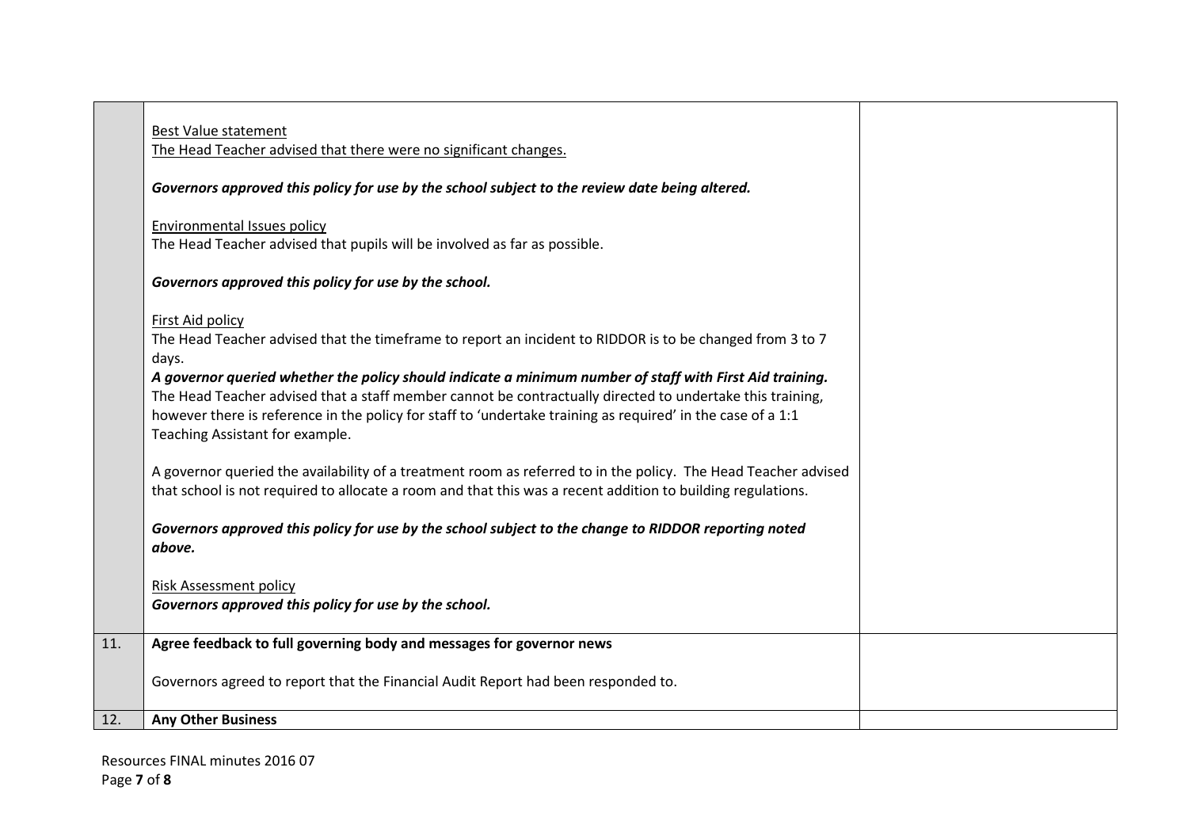| | | |
|---|---|---|
| | <u>Best Value statement</u><br><u>The Head Teacher advised that there were no significant changes.</u><br><br>***Governors approved this policy for use by the school subject to the review date being altered.***<br><br><u>Environmental Issues policy</u><br>The Head Teacher advised that pupils will be involved as far as possible.<br><br>***Governors approved this policy for use by the school.***<br><br><u>First Aid policy</u><br>The Head Teacher advised that the timeframe to report an incident to RIDDOR is to be changed from 3 to 7 days.<br>***A governor queried whether the policy should indicate a minimum number of staff with First Aid training.*** The Head Teacher advised that a staff member cannot be contractually directed to undertake this training, however there is reference in the policy for staff to 'undertake training as required' in the case of a 1:1 Teaching Assistant for example.<br><br>A governor queried the availability of a treatment room as referred to in the policy. The Head Teacher advised that school is not required to allocate a room and that this was a recent addition to building regulations.<br><br>***Governors approved this policy for use by the school subject to the change to RIDDOR reporting noted above.***<br><br><u>Risk Assessment policy</u><br>***Governors approved this policy for use by the school.*** | |
| 11. | **Agree feedback to full governing body and messages for governor news**<br><br>Governors agreed to report that the Financial Audit Report had been responded to. | |
| 12. | **Any Other Business** | |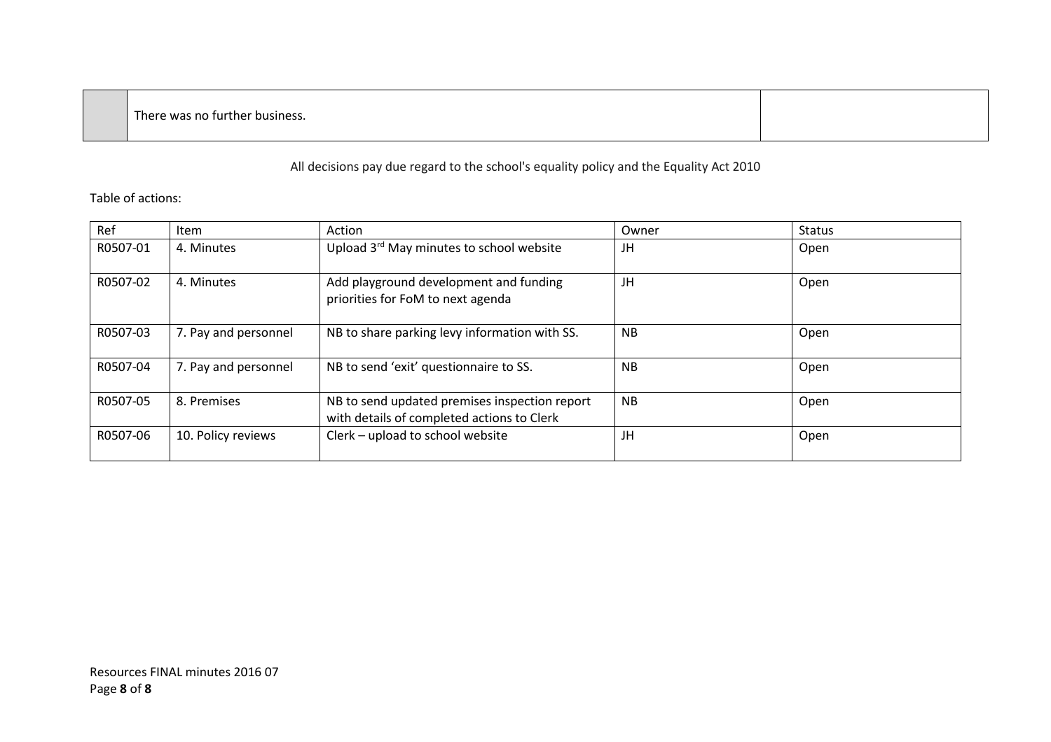| | | |
|---|---|---|
| | There was no further business. | |

All decisions pay due regard to the school's equality policy and the Equality Act 2010

Table of actions:

| Ref | Item | Action | Owner | Status |
|---|---|---|---|---|
| R0507-01 | 4. Minutes | Upload 3rd May minutes to school website | JH | Open |
| R0507-02 | 4. Minutes | Add playground development and funding priorities for FoM to next agenda | JH | Open |
| R0507-03 | 7. Pay and personnel | NB to share parking levy information with SS. | NB | Open |
| R0507-04 | 7. Pay and personnel | NB to send 'exit' questionnaire to SS. | NB | Open |
| R0507-05 | 8. Premises | NB to send updated premises inspection report with details of completed actions to Clerk | NB | Open |
| R0507-06 | 10. Policy reviews | Clerk – upload to school website | JH | Open |

Resources FINAL minutes 2016 07